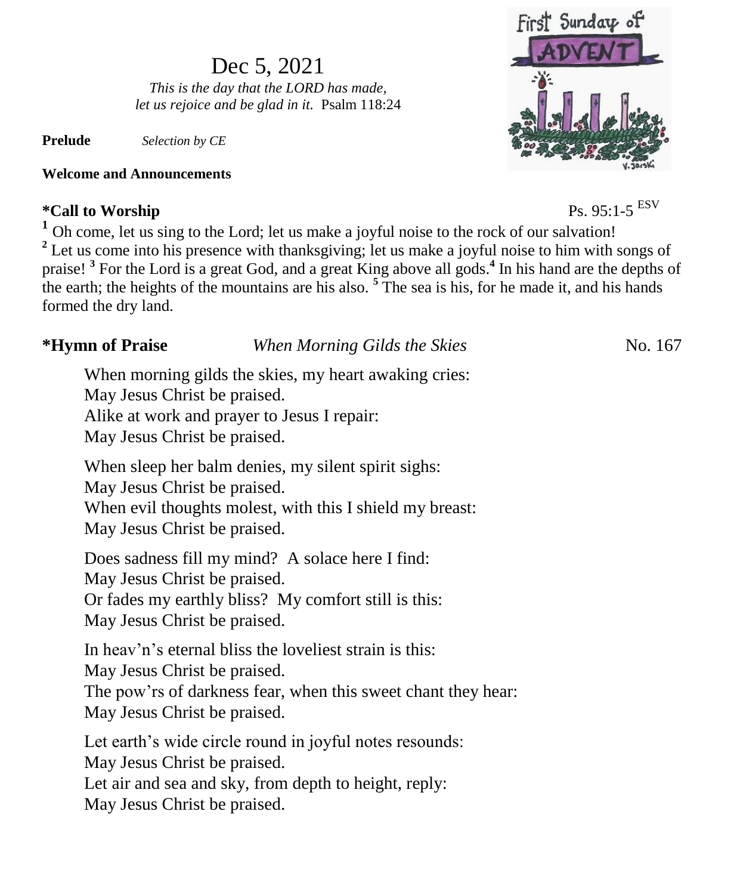# Dec 5, 2021

*This is the day that the LORD has made, let us rejoice and be glad in it.* Psalm 118:24

**Prelude** *Selection by CE*

**Welcome and Announcements**

**\*Call to Worship** Ps. 95:1-5 ESV

[1] Oh come, let us sing to the Lord; let us make a joyful noise to the rock of our salvation! [2] Let us come into his presence with thanksgiving; let us make a joyful noise to him with songs of praise! [3] For the Lord is a great God, and a great King above all gods.[4] In his hand are the depths of the earth; the heights of the mountains are his also. [5] The sea is his, for he made it, and his hands formed the dry land.

**\*Hymn of Praise** *When Morning Gilds the Skies* No. 167

When morning gilds the skies, my heart awaking cries:
May Jesus Christ be praised.
Alike at work and prayer to Jesus I repair:
May Jesus Christ be praised.

When sleep her balm denies, my silent spirit sighs:
May Jesus Christ be praised.
When evil thoughts molest, with this I shield my breast:
May Jesus Christ be praised.

Does sadness fill my mind? A solace here I find:
May Jesus Christ be praised.
Or fades my earthly bliss? My comfort still is this:
May Jesus Christ be praised.

In heav'n's eternal bliss the loveliest strain is this:
May Jesus Christ be praised.
The pow'rs of darkness fear, when this sweet chant they hear:
May Jesus Christ be praised.

Let earth's wide circle round in joyful notes resounds:
May Jesus Christ be praised.
Let air and sea and sky, from depth to height, reply:
May Jesus Christ be praised.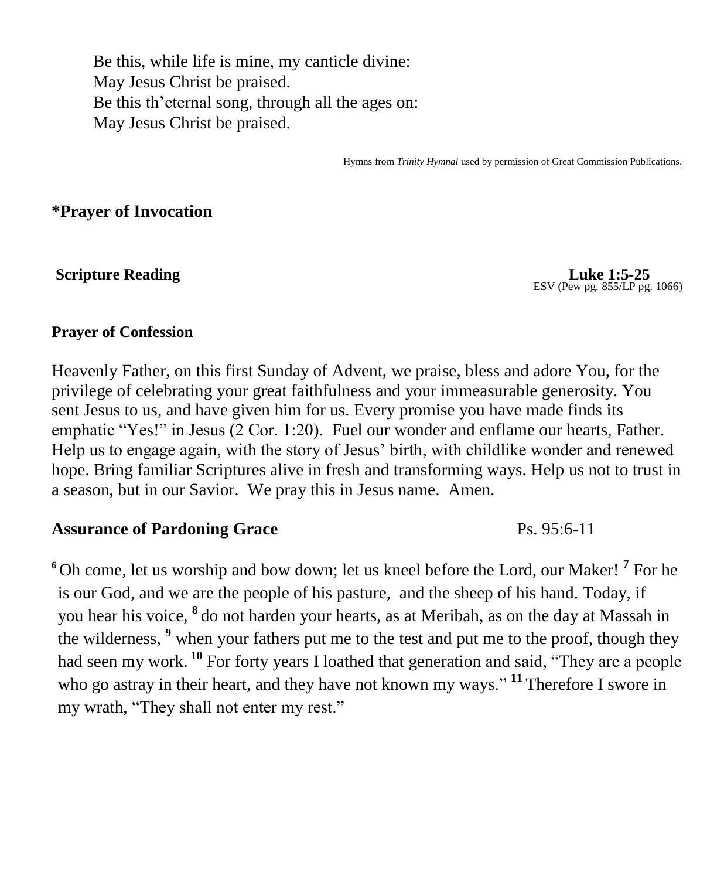Be this, while life is mine, my canticle divine:
May Jesus Christ be praised.
Be this th'eternal song, through all the ages on:
May Jesus Christ be praised.

Hymns from *Trinity Hymnal* used by permission of Great Commission Publications.

**\*Prayer of Invocation**

**Scripture Reading** **Luke 1:5-25**
ESV (Pew pg. 855/LP pg. 1066)

**Prayer of Confession**

Heavenly Father, on this first Sunday of Advent, we praise, bless and adore You, for the privilege of celebrating your great faithfulness and your immeasurable generosity. You sent Jesus to us, and have given him for us. Every promise you have made finds its emphatic "Yes!" in Jesus (2 Cor. 1:20). Fuel our wonder and enflame our hearts, Father. Help us to engage again, with the story of Jesus' birth, with childlike wonder and renewed hope. Bring familiar Scriptures alive in fresh and transforming ways. Help us not to trust in a season, but in our Savior. We pray this in Jesus name. Amen.

**Assurance of Pardoning Grace** Ps. 95:6-11

**6** Oh come, let us worship and bow down; let us kneel before the Lord, our Maker! **7** For he is our God, and we are the people of his pasture, and the sheep of his hand. Today, if you hear his voice, **8** do not harden your hearts, as at Meribah, as on the day at Massah in the wilderness, **9** when your fathers put me to the test and put me to the proof, though they had seen my work. **10** For forty years I loathed that generation and said, "They are a people who go astray in their heart, and they have not known my ways." **11** Therefore I swore in my wrath, "They shall not enter my rest."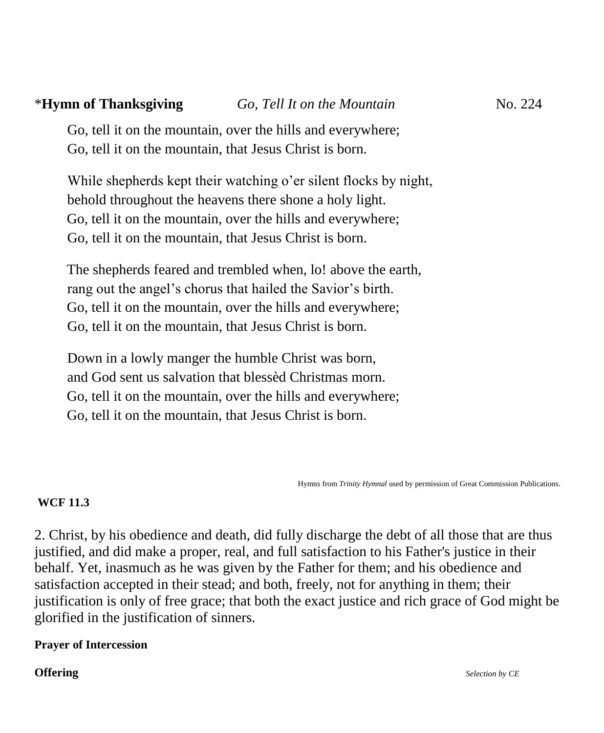\***Hymn of Thanksgiving** *Go, Tell It on the Mountain* No. 224

Go, tell it on the mountain, over the hills and everywhere;
Go, tell it on the mountain, that Jesus Christ is born.

While shepherds kept their watching o'er silent flocks by night,
behold throughout the heavens there shone a holy light.
Go, tell it on the mountain, over the hills and everywhere;
Go, tell it on the mountain, that Jesus Christ is born.

The shepherds feared and trembled when, lo! above the earth,
rang out the angel's chorus that hailed the Savior's birth.
Go, tell it on the mountain, over the hills and everywhere;
Go, tell it on the mountain, that Jesus Christ is born.

Down in a lowly manger the humble Christ was born,
and God sent us salvation that blessèd Christmas morn.
Go, tell it on the mountain, over the hills and everywhere;
Go, tell it on the mountain, that Jesus Christ is born.

Hymns from *Trinity Hymnal* used by permission of Great Commission Publications.

**WCF 11.3**

2. Christ, by his obedience and death, did fully discharge the debt of all those that are thus justified, and did make a proper, real, and full satisfaction to his Father's justice in their behalf. Yet, inasmuch as he was given by the Father for them; and his obedience and satisfaction accepted in their stead; and both, freely, not for anything in them; their justification is only of free grace; that both the exact justice and rich grace of God might be glorified in the justification of sinners.

**Prayer of Intercession**

**Offering** *Selection by CE*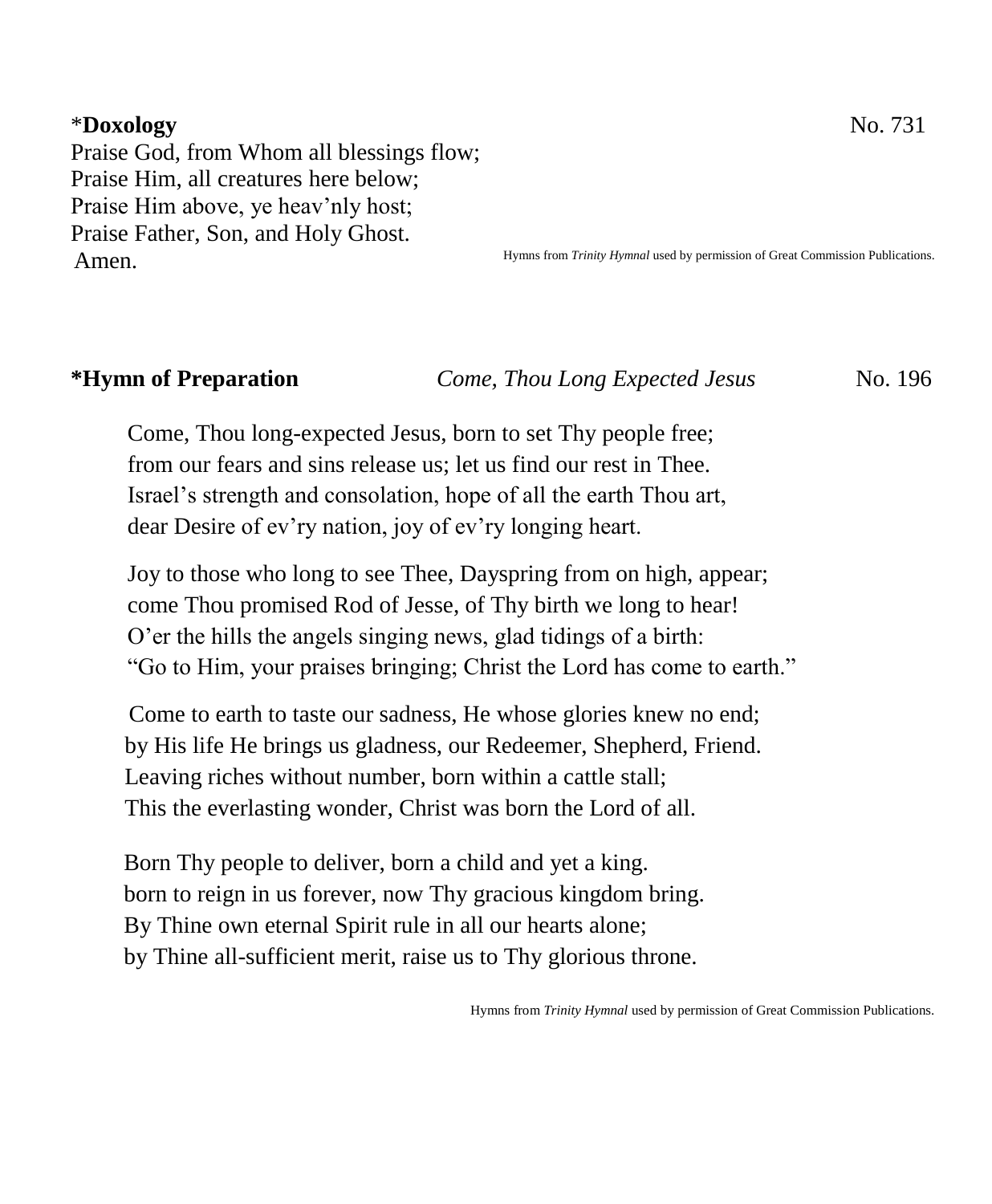\***Doxology** No. 731

Praise God, from Whom all blessings flow;
Praise Him, all creatures here below;
Praise Him above, ye heav'nly host;
Praise Father, Son, and Holy Ghost.
Amen.

Hymns from *Trinity Hymnal* used by permission of Great Commission Publications.

**\*Hymn of Preparation** *Come, Thou Long Expected Jesus* No. 196

Come, Thou long-expected Jesus, born to set Thy people free;
from our fears and sins release us; let us find our rest in Thee.
Israel's strength and consolation, hope of all the earth Thou art,
dear Desire of ev'ry nation, joy of ev'ry longing heart.

Joy to those who long to see Thee, Dayspring from on high, appear;
come Thou promised Rod of Jesse, of Thy birth we long to hear!
O'er the hills the angels singing news, glad tidings of a birth:
"Go to Him, your praises bringing; Christ the Lord has come to earth."

Come to earth to taste our sadness, He whose glories knew no end;
by His life He brings us gladness, our Redeemer, Shepherd, Friend.
Leaving riches without number, born within a cattle stall;
This the everlasting wonder, Christ was born the Lord of all.

Born Thy people to deliver, born a child and yet a king.
born to reign in us forever, now Thy gracious kingdom bring.
By Thine own eternal Spirit rule in all our hearts alone;
by Thine all-sufficient merit, raise us to Thy glorious throne.

Hymns from *Trinity Hymnal* used by permission of Great Commission Publications.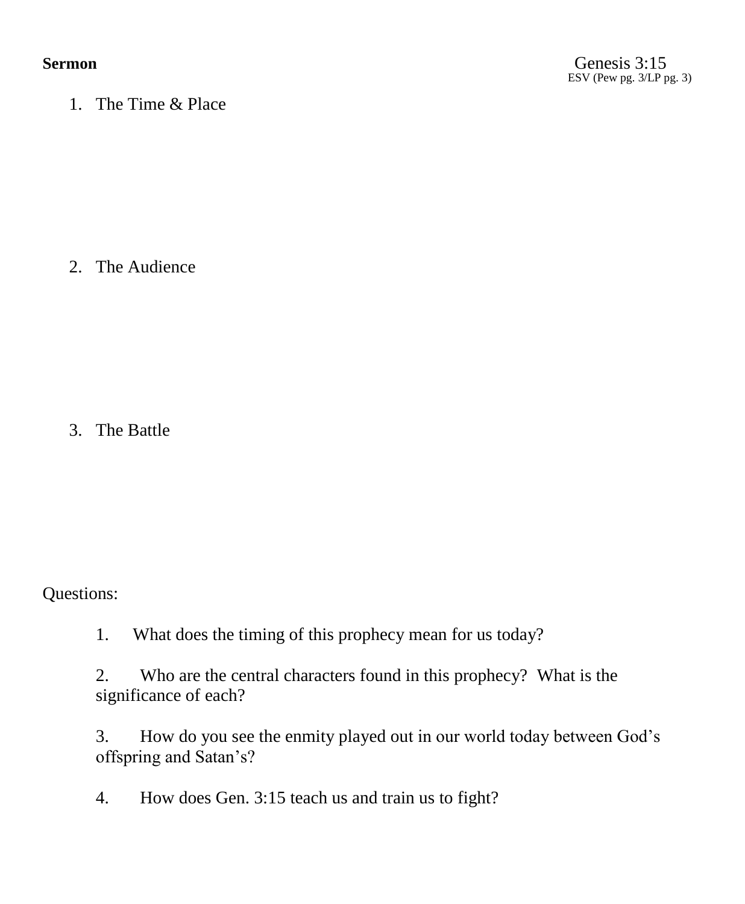**Sermon**

Genesis 3:15
ESV (Pew pg. 3/LP pg. 3)

1. The Time & Place

2. The Audience

3. The Battle

Questions:

1. What does the timing of this prophecy mean for us today?

2. Who are the central characters found in this prophecy? What is the significance of each?

3. How do you see the enmity played out in our world today between God's offspring and Satan's?

4. How does Gen. 3:15 teach us and train us to fight?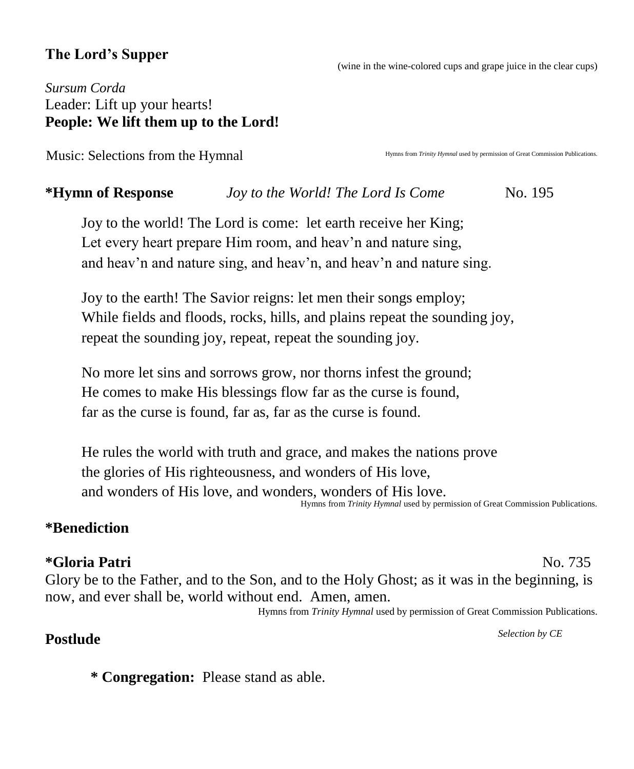## The Lord's Supper

(wine in the wine-colored cups and grape juice in the clear cups)

*Sursum Corda*
Leader: Lift up your hearts!
**People: We lift them up to the Lord!**

Music: Selections from the Hymnal

Hymns from *Trinity Hymnal* used by permission of Great Commission Publications.

## *Hymn of Response — *Joy to the World! The Lord Is Come* — No. 195

Joy to the world! The Lord is come: let earth receive her King;
Let every heart prepare Him room, and heav'n and nature sing,
and heav'n and nature sing, and heav'n, and heav'n and nature sing.

Joy to the earth! The Savior reigns: let men their songs employ;
While fields and floods, rocks, hills, and plains repeat the sounding joy,
repeat the sounding joy, repeat, repeat the sounding joy.

No more let sins and sorrows grow, nor thorns infest the ground;
He comes to make His blessings flow far as the curse is found,
far as the curse is found, far as, far as the curse is found.

He rules the world with truth and grace, and makes the nations prove
the glories of His righteousness, and wonders of His love,
and wonders of His love, and wonders, wonders of His love.

Hymns from *Trinity Hymnal* used by permission of Great Commission Publications.

## *Benediction

## *Gloria Patri — No. 735

Glory be to the Father, and to the Son, and to the Holy Ghost; as it was in the beginning, is now, and ever shall be, world without end. Amen, amen.

Hymns from *Trinity Hymnal* used by permission of Great Commission Publications.

## Postlude

*Selection by CE*

**\* Congregation:** Please stand as able.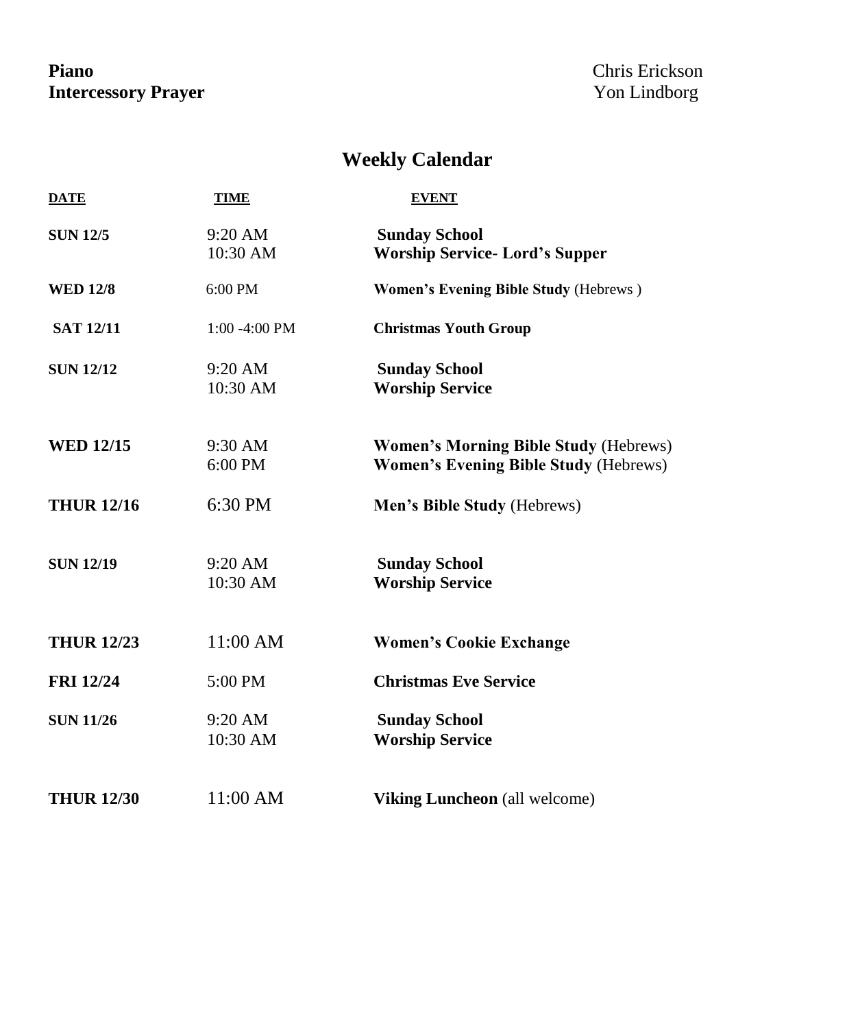**Piano** Chris Erickson
**Intercessory Prayer** Yon Lindborg

## Weekly Calendar

| DATE | TIME | EVENT |
|---|---|---|
| **SUN 12/5** | 9:20 AM<br>10:30 AM | **Sunday School**<br>**Worship Service- Lord's Supper** |
| **WED 12/8** | 6:00 PM | **Women's Evening Bible Study** (Hebrews ) |
| **SAT 12/11** | 1:00 -4:00 PM | **Christmas Youth Group** |
| **SUN 12/12** | 9:20 AM<br>10:30 AM | **Sunday School**<br>**Worship Service** |
| **WED 12/15** | 9:30 AM<br>6:00 PM | **Women's Morning Bible Study** (Hebrews)<br>**Women's Evening Bible Study** (Hebrews) |
| **THUR 12/16** | 6:30 PM | **Men's Bible Study** (Hebrews) |
| **SUN 12/19** | 9:20 AM<br>10:30 AM | **Sunday School**<br>**Worship Service** |
| **THUR 12/23** | 11:00 AM | **Women's Cookie Exchange** |
| **FRI 12/24** | 5:00 PM | **Christmas Eve Service** |
| **SUN 11/26** | 9:20 AM<br>10:30 AM | **Sunday School**<br>**Worship Service** |
| **THUR 12/30** | 11:00 AM | **Viking Luncheon** (all welcome) |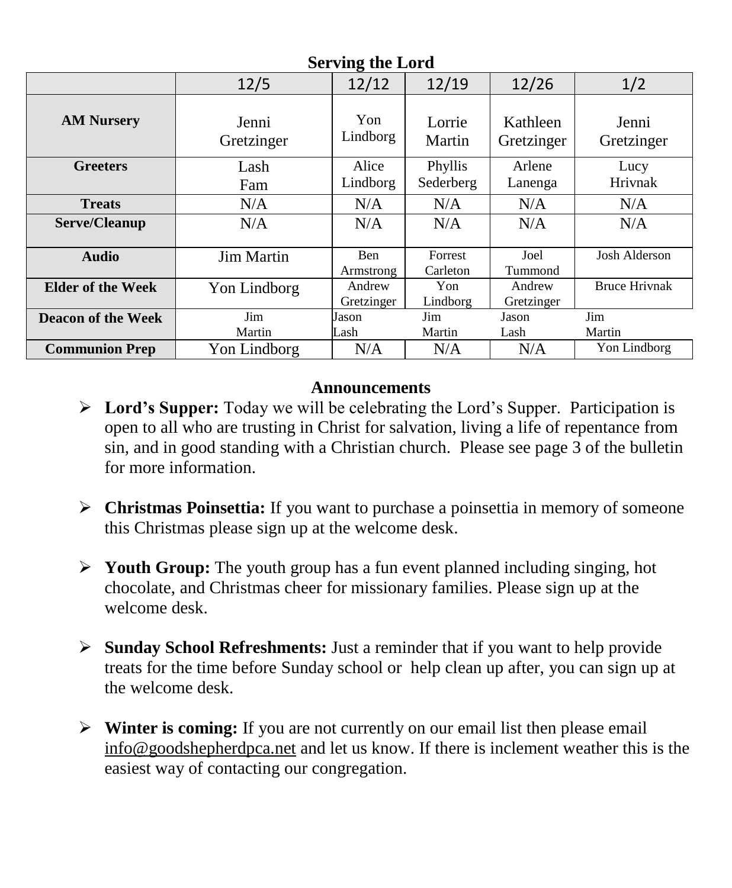## Serving the Lord

| | 12/5 | 12/12 | 12/19 | 12/26 | 1/2 |
|---|---|---|---|---|---|
| **AM Nursery** | Jenni Gretzinger | Yon Lindborg | Lorrie Martin | Kathleen Gretzinger | Jenni Gretzinger |
| **Greeters** | Lash Fam | Alice Lindborg | Phyllis Sederberg | Arlene Lanenga | Lucy Hrivnak |
| **Treats** | N/A | N/A | N/A | N/A | N/A |
| **Serve/Cleanup** | N/A | N/A | N/A | N/A | N/A |
| **Audio** | Jim Martin | Ben Armstrong | Forrest Carleton | Joel Tummond | Josh Alderson |
| **Elder of the Week** | Yon Lindborg | Andrew Gretzinger | Yon Lindborg | Andrew Gretzinger | Bruce Hrivnak |
| **Deacon of the Week** | Jim Martin | Jason Lash | Jim Martin | Jason Lash | Jim Martin |
| **Communion Prep** | Yon Lindborg | N/A | N/A | N/A | Yon Lindborg |

## Announcements

- **Lord's Supper:** Today we will be celebrating the Lord's Supper. Participation is open to all who are trusting in Christ for salvation, living a life of repentance from sin, and in good standing with a Christian church. Please see page 3 of the bulletin for more information.

- **Christmas Poinsettia:** If you want to purchase a poinsettia in memory of someone this Christmas please sign up at the welcome desk.

- **Youth Group:** The youth group has a fun event planned including singing, hot chocolate, and Christmas cheer for missionary families. Please sign up at the welcome desk.

- **Sunday School Refreshments:** Just a reminder that if you want to help provide treats for the time before Sunday school or help clean up after, you can sign up at the welcome desk.

- **Winter is coming:** If you are not currently on our email list then please email info@goodshepherdpca.net and let us know. If there is inclement weather this is the easiest way of contacting our congregation.